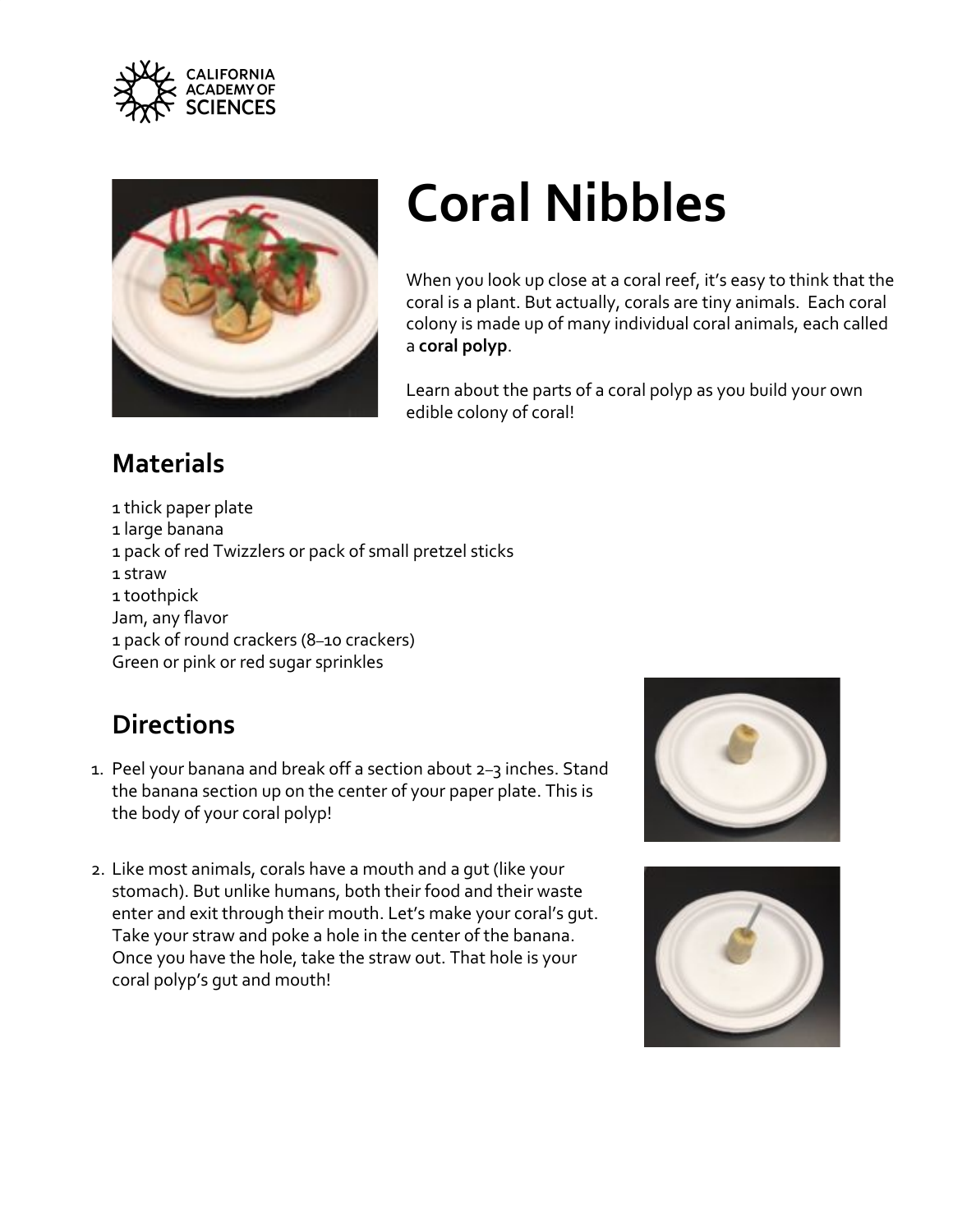# Coral Nibbles

When you look up close at a coral reef, it's easy to think that the coral is a plant. But actually, corals are tiny animals. Each coral colony is made up of many individual coral animals, each called a **coral polyp**.

Learn about the parts of a coral polyp as you build your own edible colony of coral!

## Materials

1 thick paper plate
1 large banana
1 pack of red Twizzlers or pack of small pretzel sticks
1 straw
1 toothpick
Jam, any flavor
1 pack of round crackers (8–10 crackers)
Green or pink or red sugar sprinkles

## Directions

1. Peel your banana and break off a section about 2–3 inches. Stand the banana section up on the center of your paper plate. This is the body of your coral polyp!

2. Like most animals, corals have a mouth and a gut (like your stomach). But unlike humans, both their food and their waste enter and exit through their mouth. Let's make your coral's gut. Take your straw and poke a hole in the center of the banana. Once you have the hole, take the straw out. That hole is your coral polyp's gut and mouth!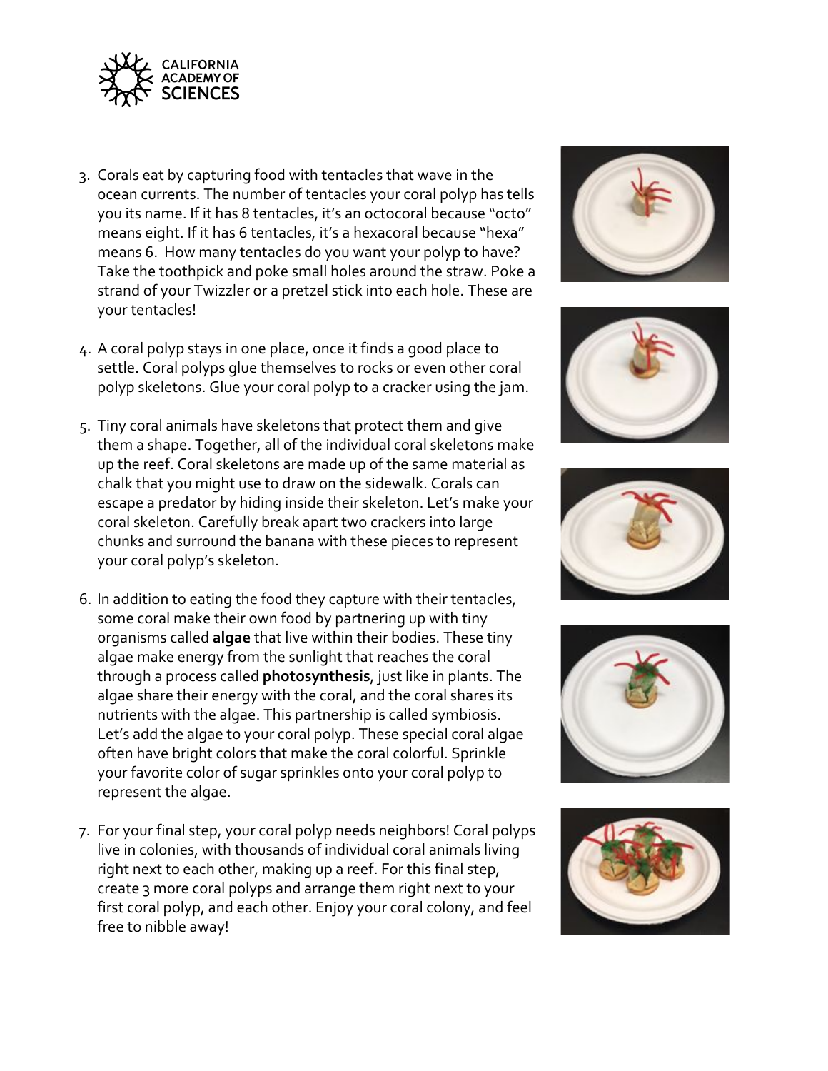3. Corals eat by capturing food with tentacles that wave in the ocean currents. The number of tentacles your coral polyp has tells you its name. If it has 8 tentacles, it's an octocoral because "octo" means eight. If it has 6 tentacles, it's a hexacoral because "hexa" means 6. How many tentacles do you want your polyp to have? Take the toothpick and poke small holes around the straw. Poke a strand of your Twizzler or a pretzel stick into each hole. These are your tentacles!

4. A coral polyp stays in one place, once it finds a good place to settle. Coral polyps glue themselves to rocks or even other coral polyp skeletons. Glue your coral polyp to a cracker using the jam.

5. Tiny coral animals have skeletons that protect them and give them a shape. Together, all of the individual coral skeletons make up the reef. Coral skeletons are made up of the same material as chalk that you might use to draw on the sidewalk. Corals can escape a predator by hiding inside their skeleton. Let's make your coral skeleton. Carefully break apart two crackers into large chunks and surround the banana with these pieces to represent your coral polyp's skeleton.

6. In addition to eating the food they capture with their tentacles, some coral make their own food by partnering up with tiny organisms called **algae** that live within their bodies. These tiny algae make energy from the sunlight that reaches the coral through a process called **photosynthesis**, just like in plants. The algae share their energy with the coral, and the coral shares its nutrients with the algae. This partnership is called symbiosis. Let's add the algae to your coral polyp. These special coral algae often have bright colors that make the coral colorful. Sprinkle your favorite color of sugar sprinkles onto your coral polyp to represent the algae.

7. For your final step, your coral polyp needs neighbors! Coral polyps live in colonies, with thousands of individual coral animals living right next to each other, making up a reef. For this final step, create 3 more coral polyps and arrange them right next to your first coral polyp, and each other. Enjoy your coral colony, and feel free to nibble away!